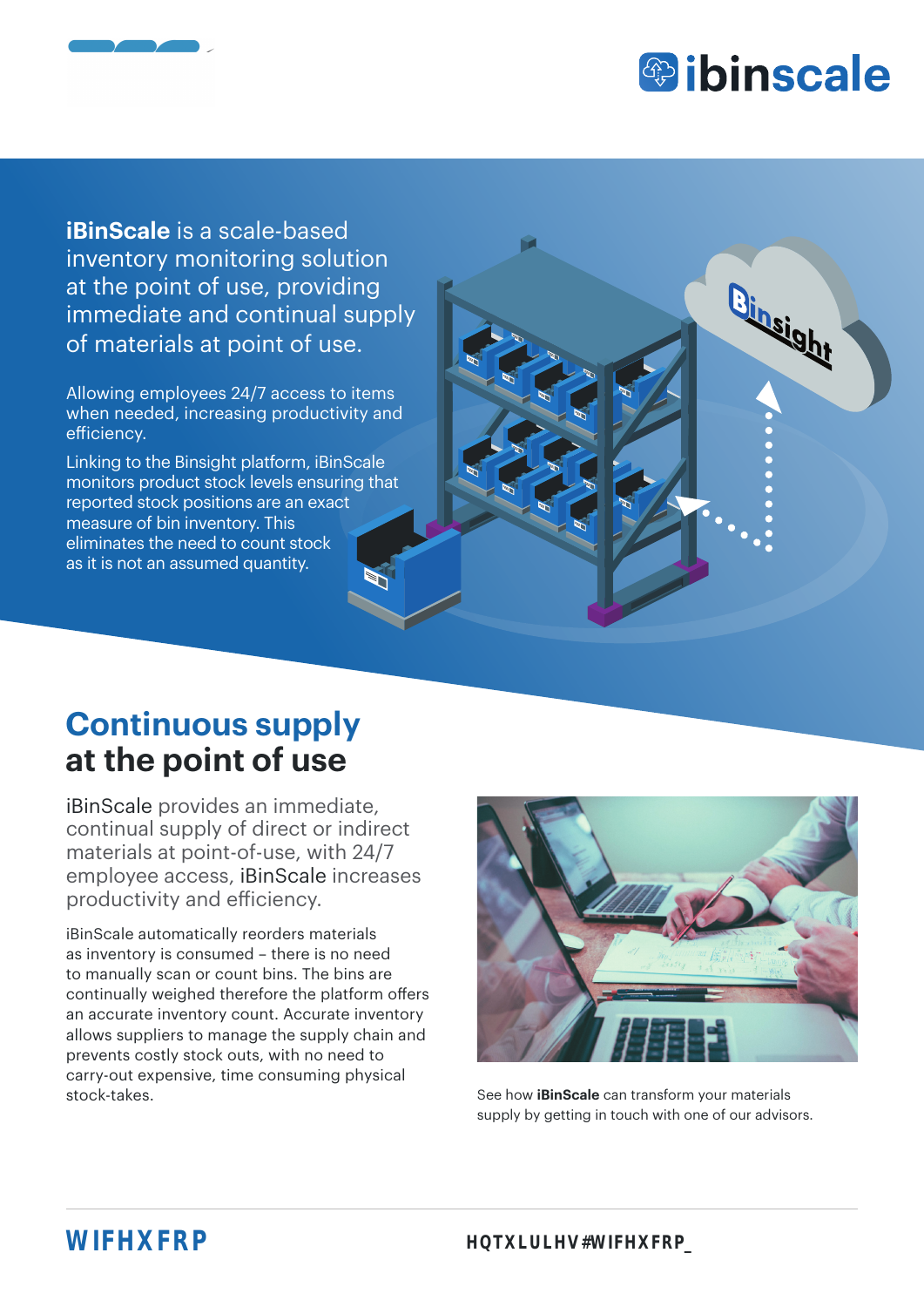iBinScale is a scale-based inventory monitoring solution at the point of use, providing immediate and continual supply of materials at point of use.

Allowing employees 24/7 access to items when needed, increasing productivity and efficiency.

Linking to the Binsight platform, iBinScale monitors product stock levels ensuring that reported stock positions are an exact measure of bin inventory. This eliminates the need to count stock as it is not an assumed quantity.

## Continuous supply at the point of use

iBinScale provides an immediate, continual supply of direct or indirect materials at point-of-use, with 24/7 employee access, iBinScale increases productivity and efficiency.

iBinScale automatically reorders materials as inventory is consumed – there is no need to manually scan or count bins. The bins are continually weighed therefore the platform offers an accurate inventory count. Accurate inventory allows suppliers to manage the supply chain and prevents costly stock outs, with no need to carry-out expensive, time consuming physical stock-takes.

See how **iBinScale** can transform your materials supply by getting in touch with one of our advisors.

WIFHXFRP

HQTXLULHV#WIFHXFRP_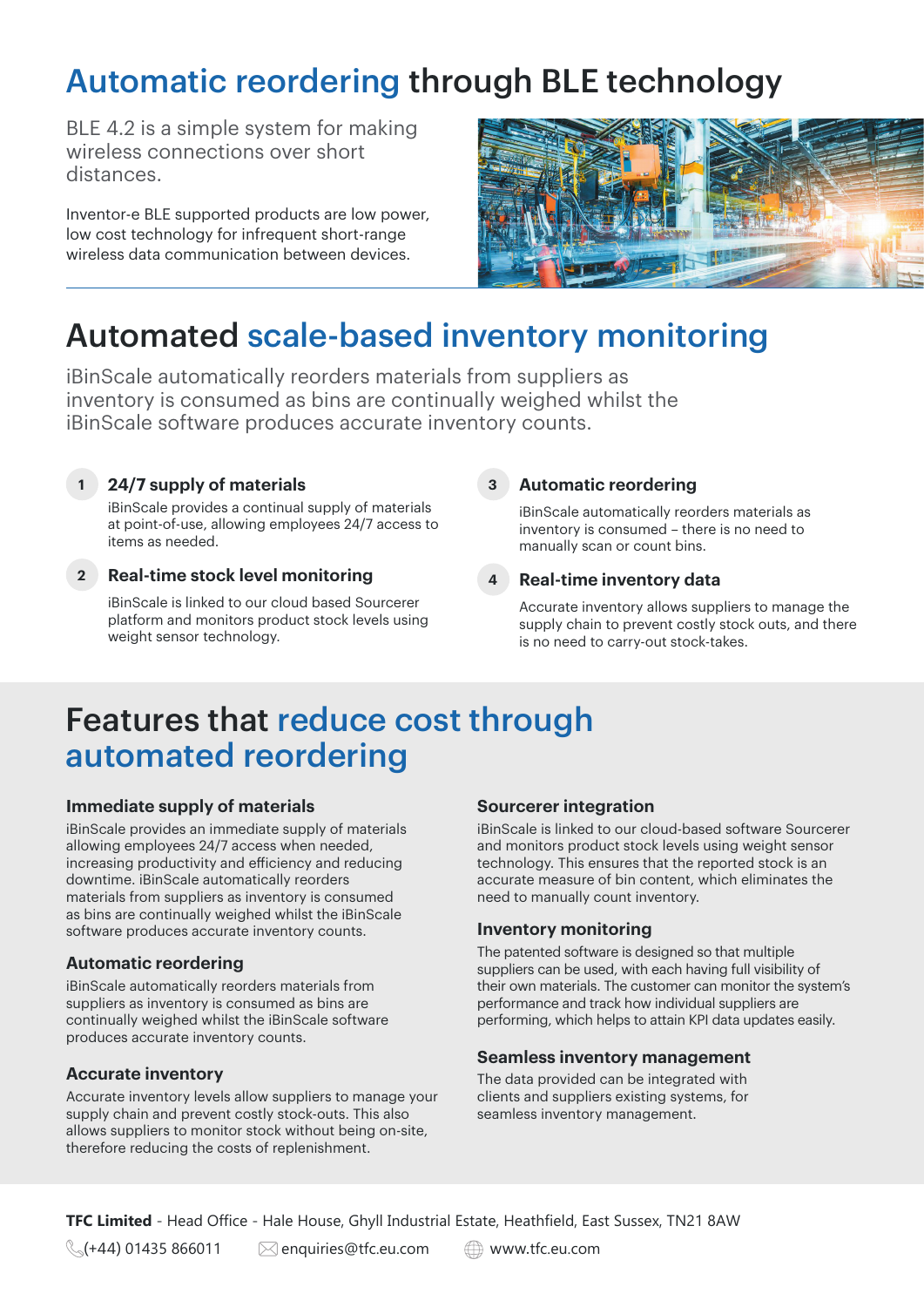# Automatic reordering through BLE technology

BLE 4.2 is a simple system for making wireless connections over short distances.

Inventor-e BLE supported products are low power, low cost technology for infrequent short-range wireless data communication between devices.

# Automated scale-based inventory monitoring

iBinScale automatically reorders materials from suppliers as inventory is consumed as bins are continually weighed whilst the iBinScale software produces accurate inventory counts.

### 1 24/7 supply of materials

iBinScale provides a continual supply of materials at point-of-use, allowing employees 24/7 access to items as needed.

### 2 Real-time stock level monitoring

iBinScale is linked to our cloud based Sourcerer platform and monitors product stock levels using weight sensor technology.

### 3 Automatic reordering

iBinScale automatically reorders materials as inventory is consumed – there is no need to manually scan or count bins.

### 4 Real-time inventory data

Accurate inventory allows suppliers to manage the supply chain to prevent costly stock outs, and there is no need to carry-out stock-takes.

# Features that reduce cost through automated reordering

### Immediate supply of materials

iBinScale provides an immediate supply of materials allowing employees 24/7 access when needed, increasing productivity and efficiency and reducing downtime. iBinScale automatically reorders materials from suppliers as inventory is consumed as bins are continually weighed whilst the iBinScale software produces accurate inventory counts.

### Automatic reordering

iBinScale automatically reorders materials from suppliers as inventory is consumed as bins are continually weighed whilst the iBinScale software produces accurate inventory counts.

### Accurate inventory

Accurate inventory levels allow suppliers to manage your supply chain and prevent costly stock-outs. This also allows suppliers to monitor stock without being on-site, therefore reducing the costs of replenishment.

### Sourcerer integration

iBinScale is linked to our cloud-based software Sourcerer and monitors product stock levels using weight sensor technology. This ensures that the reported stock is an accurate measure of bin content, which eliminates the need to manually count inventory.

### Inventory monitoring

The patented software is designed so that multiple suppliers can be used, with each having full visibility of their own materials. The customer can monitor the system's performance and track how individual suppliers are performing, which helps to attain KPI data updates easily.

### Seamless inventory management

The data provided can be integrated with clients and suppliers existing systems, for seamless inventory management.

**TFC Limited** - Head Office - Hale House, Ghyll Industrial Estate, Heathfield, East Sussex, TN21 8AW

(+44) 01435 866011 enquiries@tfc.eu.com www.tfc.eu.com